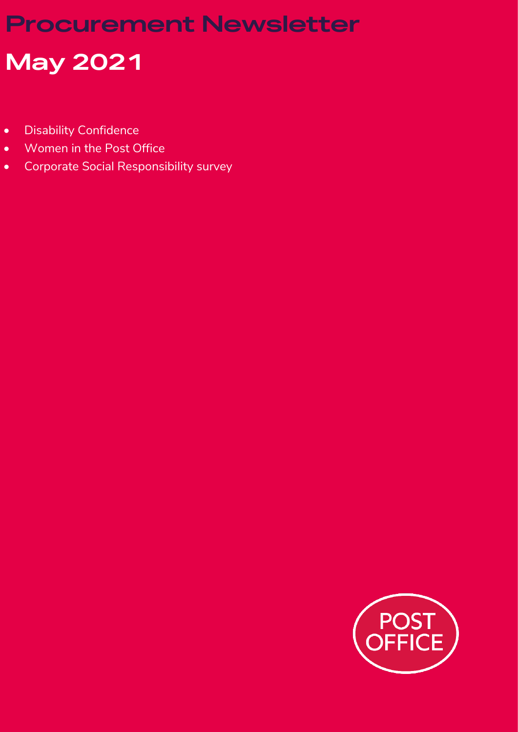# Procurement Newsletter

# May 2021

- Disability Confidence
- Women in the Post Office
- Corporate Social Responsibility survey

POST OFFICE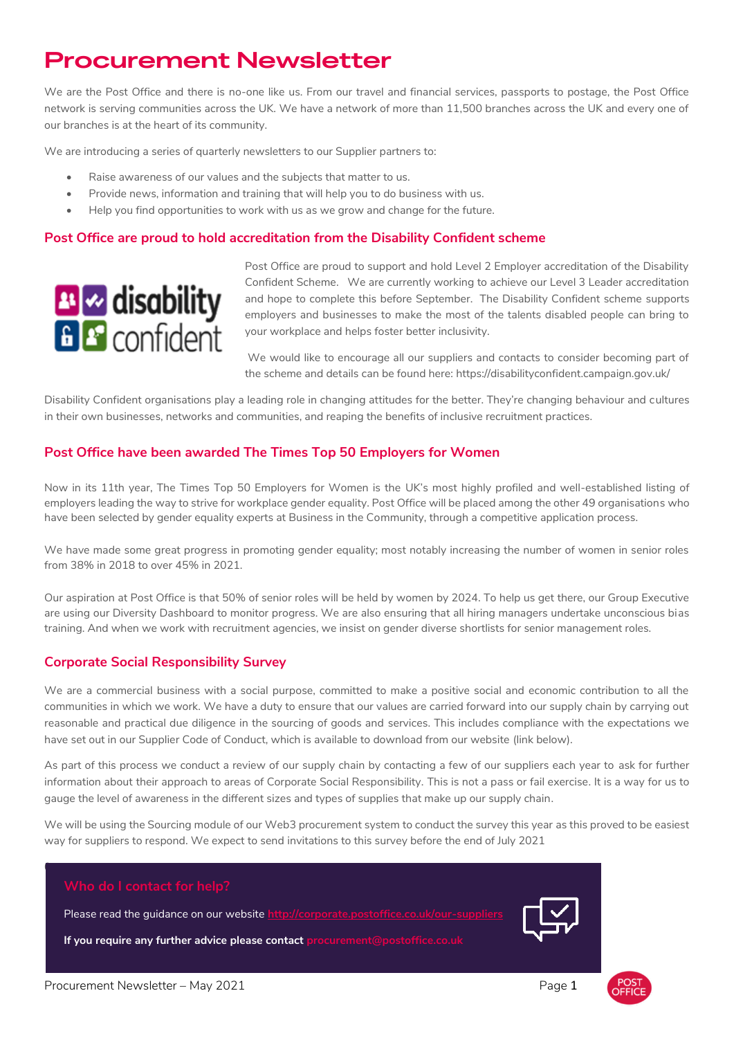# Procurement Newsletter

We are the Post Office and there is no-one like us. From our travel and financial services, passports to postage, the Post Office network is serving communities across the UK. We have a network of more than 11,500 branches across the UK and every one of our branches is at the heart of its community.

We are introducing a series of quarterly newsletters to our Supplier partners to:

- Raise awareness of our values and the subjects that matter to us.
- Provide news, information and training that will help you to do business with us.
- Help you find opportunities to work with us as we grow and change for the future.

## Post Office are proud to hold accreditation from the Disability Confident scheme

Post Office are proud to support and hold Level 2 Employer accreditation of the Disability Confident Scheme. We are currently working to achieve our Level 3 Leader accreditation and hope to complete this before September. The Disability Confident scheme supports employers and businesses to make the most of the talents disabled people can bring to your workplace and helps foster better inclusivity.

We would like to encourage all our suppliers and contacts to consider becoming part of the scheme and details can be found here: https://disabilityconfident.campaign.gov.uk/

Disability Confident organisations play a leading role in changing attitudes for the better. They're changing behaviour and cultures in their own businesses, networks and communities, and reaping the benefits of inclusive recruitment practices.

## Post Office have been awarded The Times Top 50 Employers for Women

Now in its 11th year, The Times Top 50 Employers for Women is the UK's most highly profiled and well-established listing of employers leading the way to strive for workplace gender equality. Post Office will be placed among the other 49 organisations who have been selected by gender equality experts at Business in the Community, through a competitive application process.

We have made some great progress in promoting gender equality; most notably increasing the number of women in senior roles from 38% in 2018 to over 45% in 2021.

Our aspiration at Post Office is that 50% of senior roles will be held by women by 2024. To help us get there, our Group Executive are using our Diversity Dashboard to monitor progress. We are also ensuring that all hiring managers undertake unconscious bias training. And when we work with recruitment agencies, we insist on gender diverse shortlists for senior management roles.

## Corporate Social Responsibility Survey

We are a commercial business with a social purpose, committed to make a positive social and economic contribution to all the communities in which we work. We have a duty to ensure that our values are carried forward into our supply chain by carrying out reasonable and practical due diligence in the sourcing of goods and services. This includes compliance with the expectations we have set out in our Supplier Code of Conduct, which is available to download from our website (link below).

As part of this process we conduct a review of our supply chain by contacting a few of our suppliers each year to ask for further information about their approach to areas of Corporate Social Responsibility. This is not a pass or fail exercise. It is a way for us to gauge the level of awareness in the different sizes and types of supplies that make up our supply chain.

We will be using the Sourcing module of our Web3 procurement system to conduct the survey this year as this proved to be easiest way for suppliers to respond. We expect to send invitations to this survey before the end of July 2021

## Who do I contact for help?

Please read the guidance on our website http://corporate.postoffice.co.uk/our-suppliers

**If you require any further advice please contact** procurement@postoffice.co.uk

Procurement Newsletter – May 2021